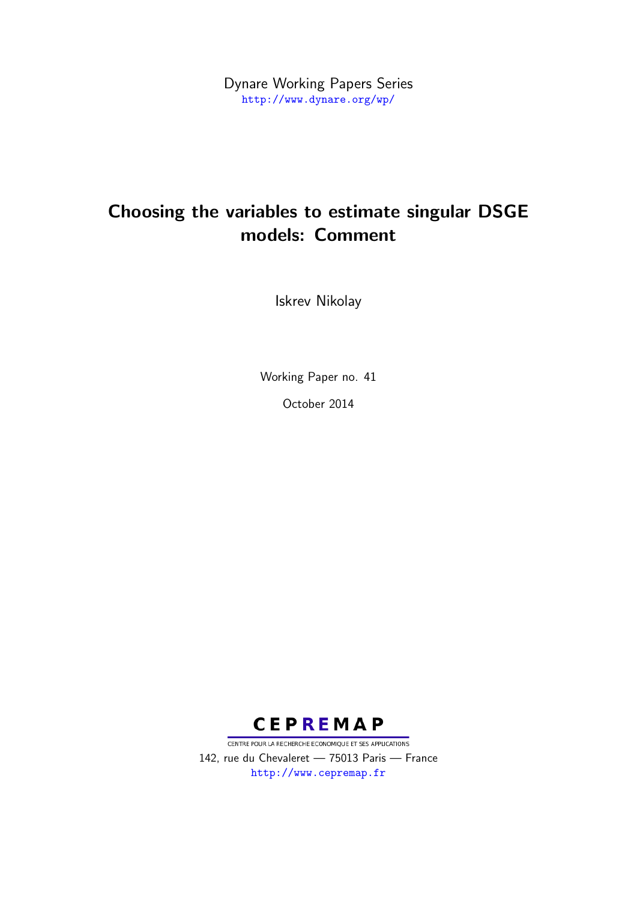Dynare Working Papers Series
http://www.dynare.org/wp/

# Choosing the variables to estimate singular DSGE models: Comment

Iskrev Nikolay

Working Paper no. 41

October 2014

CEPREMAP

CENTRE POUR LA RECHERCHE ECONOMIQUE ET SES APPLICATIONS

142, rue du Chevaleret — 75013 Paris — France

http://www.cepremap.fr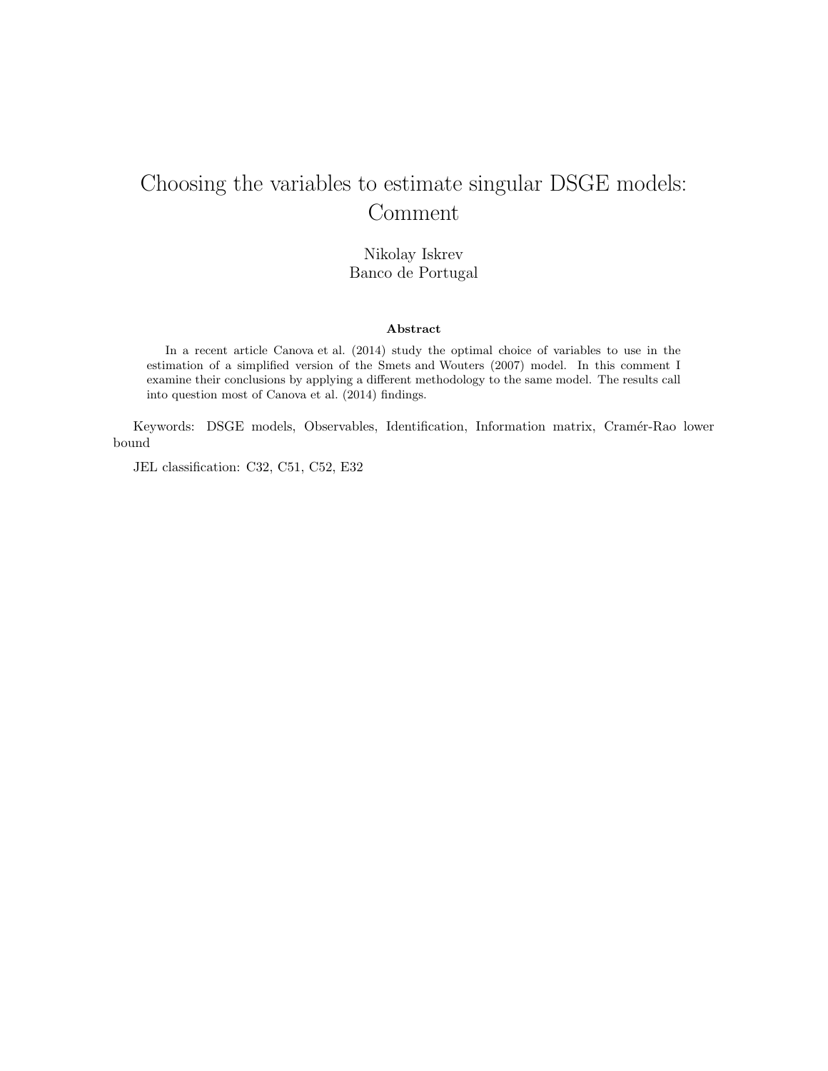# Choosing the variables to estimate singular DSGE models: Comment

Nikolay Iskrev
Banco de Portugal

**Abstract**

In a recent article Canova et al. (2014) study the optimal choice of variables to use in the estimation of a simplified version of the Smets and Wouters (2007) model. In this comment I examine their conclusions by applying a different methodology to the same model. The results call into question most of Canova et al. (2014) findings.

Keywords: DSGE models, Observables, Identification, Information matrix, Cramér-Rao lower bound

JEL classification: C32, C51, C52, E32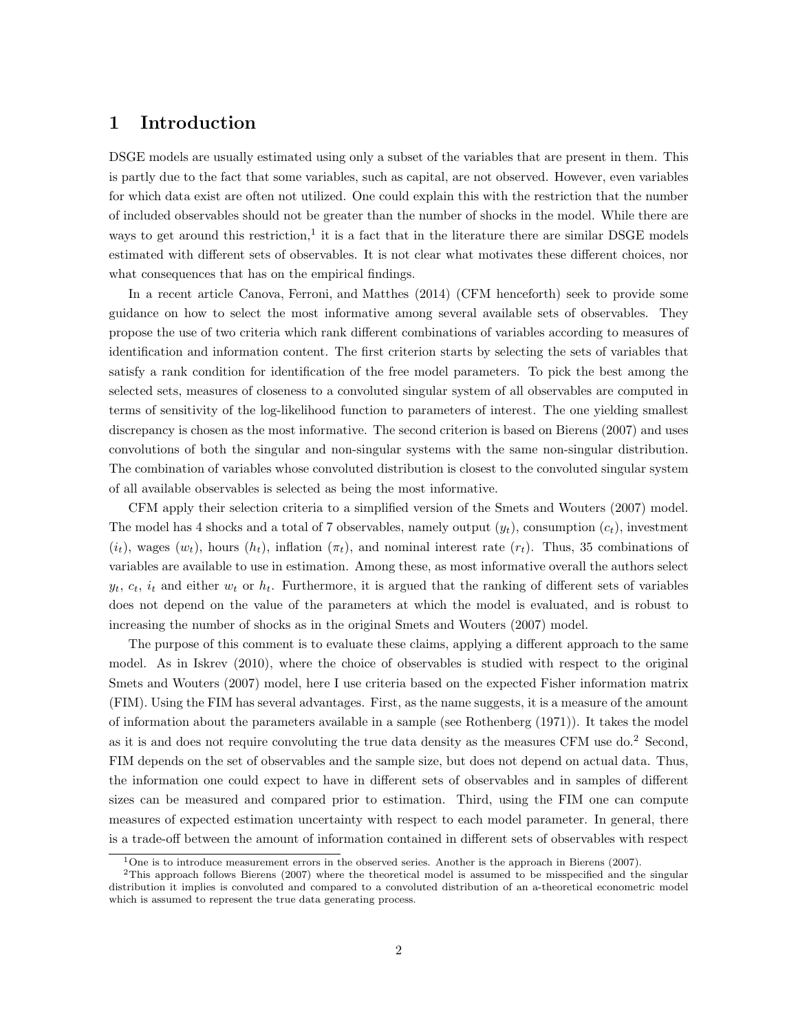# 1 Introduction

DSGE models are usually estimated using only a subset of the variables that are present in them. This is partly due to the fact that some variables, such as capital, are not observed. However, even variables for which data exist are often not utilized. One could explain this with the restriction that the number of included observables should not be greater than the number of shocks in the model. While there are ways to get around this restriction,[1] it is a fact that in the literature there are similar DSGE models estimated with different sets of observables. It is not clear what motivates these different choices, nor what consequences that has on the empirical findings.

In a recent article Canova, Ferroni, and Matthes (2014) (CFM henceforth) seek to provide some guidance on how to select the most informative among several available sets of observables. They propose the use of two criteria which rank different combinations of variables according to measures of identification and information content. The first criterion starts by selecting the sets of variables that satisfy a rank condition for identification of the free model parameters. To pick the best among the selected sets, measures of closeness to a convoluted singular system of all observables are computed in terms of sensitivity of the log-likelihood function to parameters of interest. The one yielding smallest discrepancy is chosen as the most informative. The second criterion is based on Bierens (2007) and uses convolutions of both the singular and non-singular systems with the same non-singular distribution. The combination of variables whose convoluted distribution is closest to the convoluted singular system of all available observables is selected as being the most informative.

CFM apply their selection criteria to a simplified version of the Smets and Wouters (2007) model. The model has 4 shocks and a total of 7 observables, namely output ($y_t$), consumption ($c_t$), investment ($i_t$), wages ($w_t$), hours ($h_t$), inflation ($\pi_t$), and nominal interest rate ($r_t$). Thus, 35 combinations of variables are available to use in estimation. Among these, as most informative overall the authors select $y_t$, $c_t$, $i_t$ and either $w_t$ or $h_t$. Furthermore, it is argued that the ranking of different sets of variables does not depend on the value of the parameters at which the model is evaluated, and is robust to increasing the number of shocks as in the original Smets and Wouters (2007) model.

The purpose of this comment is to evaluate these claims, applying a different approach to the same model. As in Iskrev (2010), where the choice of observables is studied with respect to the original Smets and Wouters (2007) model, here I use criteria based on the expected Fisher information matrix (FIM). Using the FIM has several advantages. First, as the name suggests, it is a measure of the amount of information about the parameters available in a sample (see Rothenberg (1971)). It takes the model as it is and does not require convoluting the true data density as the measures CFM use do.[2] Second, FIM depends on the set of observables and the sample size, but does not depend on actual data. Thus, the information one could expect to have in different sets of observables and in samples of different sizes can be measured and compared prior to estimation. Third, using the FIM one can compute measures of expected estimation uncertainty with respect to each model parameter. In general, there is a trade-off between the amount of information contained in different sets of observables with respect

[1] One is to introduce measurement errors in the observed series. Another is the approach in Bierens (2007).

[2] This approach follows Bierens (2007) where the theoretical model is assumed to be misspecified and the singular distribution it implies is convoluted and compared to a convoluted distribution of an a-theoretical econometric model which is assumed to represent the true data generating process.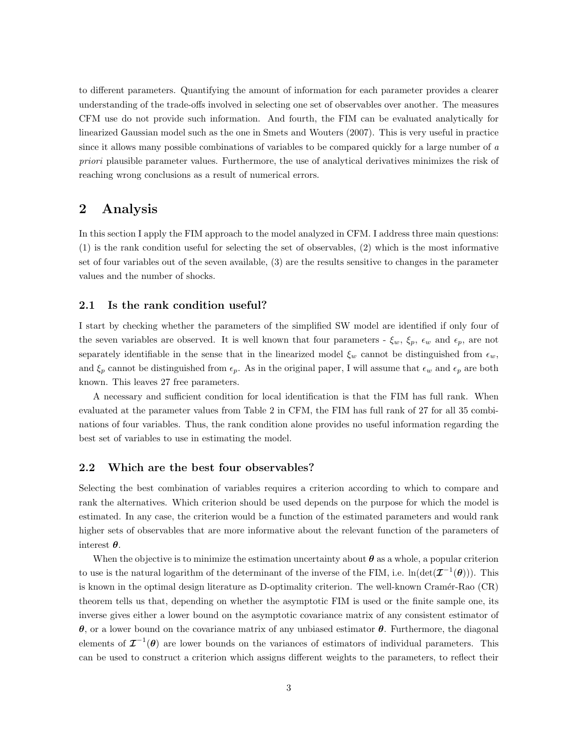to different parameters. Quantifying the amount of information for each parameter provides a clearer understanding of the trade-offs involved in selecting one set of observables over another. The measures CFM use do not provide such information. And fourth, the FIM can be evaluated analytically for linearized Gaussian model such as the one in Smets and Wouters (2007). This is very useful in practice since it allows many possible combinations of variables to be compared quickly for a large number of *a priori* plausible parameter values. Furthermore, the use of analytical derivatives minimizes the risk of reaching wrong conclusions as a result of numerical errors.

## 2 Analysis

In this section I apply the FIM approach to the model analyzed in CFM. I address three main questions: (1) is the rank condition useful for selecting the set of observables, (2) which is the most informative set of four variables out of the seven available, (3) are the results sensitive to changes in the parameter values and the number of shocks.

### 2.1 Is the rank condition useful?

I start by checking whether the parameters of the simplified SW model are identified if only four of the seven variables are observed. It is well known that four parameters - $\xi_w$, $\xi_p$, $\epsilon_w$ and $\epsilon_p$, are not separately identifiable in the sense that in the linearized model $\xi_w$ cannot be distinguished from $\epsilon_w$, and $\xi_p$ cannot be distinguished from $\epsilon_p$. As in the original paper, I will assume that $\epsilon_w$ and $\epsilon_p$ are both known. This leaves 27 free parameters.

A necessary and sufficient condition for local identification is that the FIM has full rank. When evaluated at the parameter values from Table 2 in CFM, the FIM has full rank of 27 for all 35 combinations of four variables. Thus, the rank condition alone provides no useful information regarding the best set of variables to use in estimating the model.

### 2.2 Which are the best four observables?

Selecting the best combination of variables requires a criterion according to which to compare and rank the alternatives. Which criterion should be used depends on the purpose for which the model is estimated. In any case, the criterion would be a function of the estimated parameters and would rank higher sets of observables that are more informative about the relevant function of the parameters of interest $\boldsymbol{\theta}$.

When the objective is to minimize the estimation uncertainty about $\boldsymbol{\theta}$ as a whole, a popular criterion to use is the natural logarithm of the determinant of the inverse of the FIM, i.e. $\ln(\det(\boldsymbol{\mathcal{I}}^{-1}(\boldsymbol{\theta})))$. This is known in the optimal design literature as D-optimality criterion. The well-known Cramér-Rao (CR) theorem tells us that, depending on whether the asymptotic FIM is used or the finite sample one, its inverse gives either a lower bound on the asymptotic covariance matrix of any consistent estimator of $\boldsymbol{\theta}$, or a lower bound on the covariance matrix of any unbiased estimator $\boldsymbol{\theta}$. Furthermore, the diagonal elements of $\boldsymbol{\mathcal{I}}^{-1}(\boldsymbol{\theta})$ are lower bounds on the variances of estimators of individual parameters. This can be used to construct a criterion which assigns different weights to the parameters, to reflect their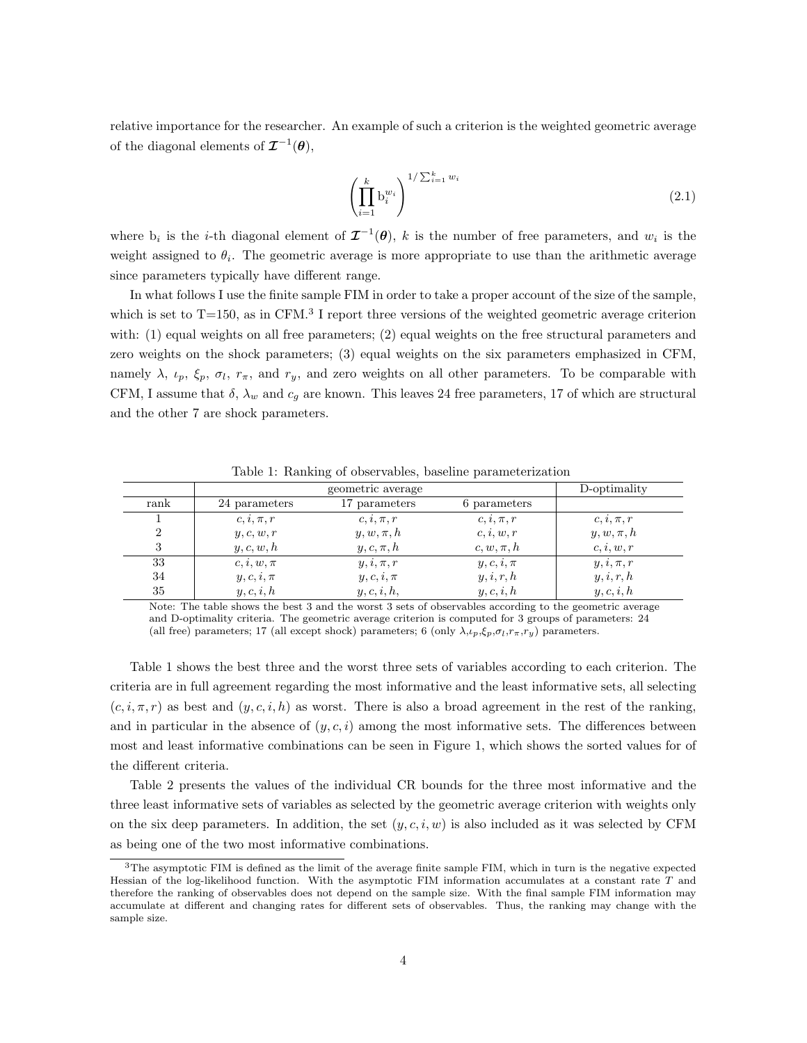relative importance for the researcher. An example of such a criterion is the weighted geometric average of the diagonal elements of $\mathcal{I}^{-1}(\boldsymbol{\theta})$,

$$\left(\prod_{i=1}^{k} \mathrm{b}_i^{w_i}\right)^{1/\sum_{i=1}^{k} w_i} \tag{2.1}$$

where $\mathrm{b}_i$ is the $i$-th diagonal element of $\mathcal{I}^{-1}(\boldsymbol{\theta})$, $k$ is the number of free parameters, and $w_i$ is the weight assigned to $\theta_i$. The geometric average is more appropriate to use than the arithmetic average since parameters typically have different range.

In what follows I use the finite sample FIM in order to take a proper account of the size of the sample, which is set to T=150, as in CFM.[3] I report three versions of the weighted geometric average criterion with: (1) equal weights on all free parameters; (2) equal weights on the free structural parameters and zero weights on the shock parameters; (3) equal weights on the six parameters emphasized in CFM, namely $\lambda$, $\iota_p$, $\xi_p$, $\sigma_l$, $r_\pi$, and $r_y$, and zero weights on all other parameters. To be comparable with CFM, I assume that $\delta$, $\lambda_w$ and $c_g$ are known. This leaves 24 free parameters, 17 of which are structural and the other 7 are shock parameters.

Table 1: Ranking of observables, baseline parameterization

| | geometric average | | | D-optimality |
|---|---|---|---|---|
| rank | 24 parameters | 17 parameters | 6 parameters | |
| 1 | $c, i, \pi, r$ | $c, i, \pi, r$ | $c, i, \pi, r$ | $c, i, \pi, r$ |
| 2 | $y, c, w, r$ | $y, w, \pi, h$ | $c, i, w, r$ | $y, w, \pi, h$ |
| 3 | $y, c, w, h$ | $y, c, \pi, h$ | $c, w, \pi, h$ | $c, i, w, r$ |
| 33 | $c, i, w, \pi$ | $y, i, \pi, r$ | $y, c, i, \pi$ | $y, i, \pi, r$ |
| 34 | $y, c, i, \pi$ | $y, c, i, \pi$ | $y, i, r, h$ | $y, i, r, h$ |
| 35 | $y, c, i, h$ | $y, c, i, h,$ | $y, c, i, h$ | $y, c, i, h$ |

Note: The table shows the best 3 and the worst 3 sets of observables according to the geometric average and D-optimality criteria. The geometric average criterion is computed for 3 groups of parameters: 24 (all free) parameters; 17 (all except shock) parameters; 6 (only $\lambda$,$\iota_p$,$\xi_p$,$\sigma_l$,$r_\pi$,$r_y$) parameters.

Table 1 shows the best three and the worst three sets of variables according to each criterion. The criteria are in full agreement regarding the most informative and the least informative sets, all selecting $(c, i, \pi, r)$ as best and $(y, c, i, h)$ as worst. There is also a broad agreement in the rest of the ranking, and in particular in the absence of $(y, c, i)$ among the most informative sets. The differences between most and least informative combinations can be seen in Figure 1, which shows the sorted values for of the different criteria.

Table 2 presents the values of the individual CR bounds for the three most informative and the three least informative sets of variables as selected by the geometric average criterion with weights only on the six deep parameters. In addition, the set $(y, c, i, w)$ is also included as it was selected by CFM as being one of the two most informative combinations.

[3] The asymptotic FIM is defined as the limit of the average finite sample FIM, which in turn is the negative expected Hessian of the log-likelihood function. With the asymptotic FIM information accumulates at a constant rate $T$ and therefore the ranking of observables does not depend on the sample size. With the final sample FIM information may accumulate at different and changing rates for different sets of observables. Thus, the ranking may change with the sample size.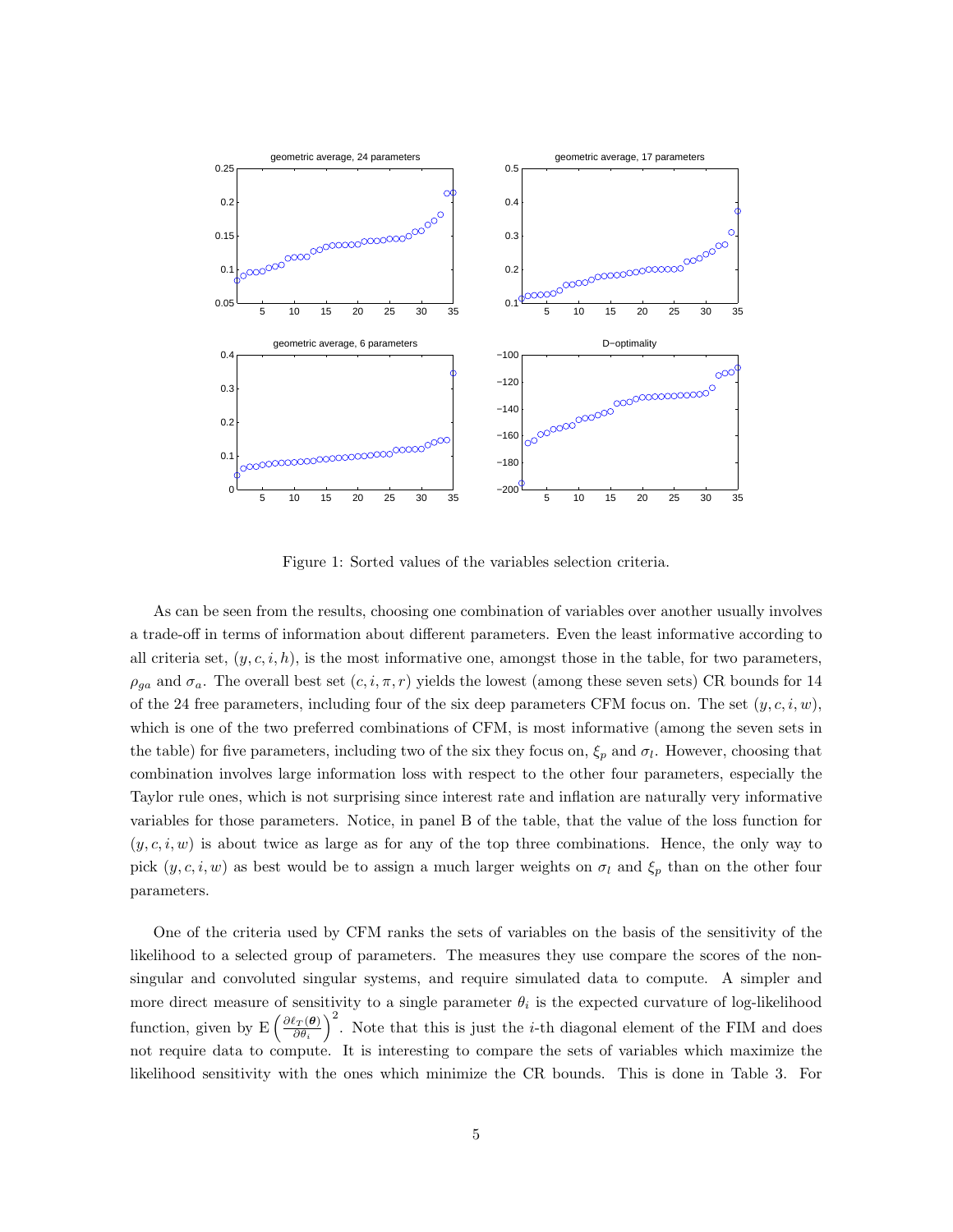Figure 1: Sorted values of the variables selection criteria.

As can be seen from the results, choosing one combination of variables over another usually involves a trade-off in terms of information about different parameters. Even the least informative according to all criteria set, $(y, c, i, h)$, is the most informative one, amongst those in the table, for two parameters, $\rho_{ga}$ and $\sigma_a$. The overall best set $(c, i, \pi, r)$ yields the lowest (among these seven sets) CR bounds for 14 of the 24 free parameters, including four of the six deep parameters CFM focus on. The set $(y, c, i, w)$, which is one of the two preferred combinations of CFM, is most informative (among the seven sets in the table) for five parameters, including two of the six they focus on, $\xi_p$ and $\sigma_l$. However, choosing that combination involves large information loss with respect to the other four parameters, especially the Taylor rule ones, which is not surprising since interest rate and inflation are naturally very informative variables for those parameters. Notice, in panel B of the table, that the value of the loss function for $(y, c, i, w)$ is about twice as large as for any of the top three combinations. Hence, the only way to pick $(y, c, i, w)$ as best would be to assign a much larger weights on $\sigma_l$ and $\xi_p$ than on the other four parameters.

One of the criteria used by CFM ranks the sets of variables on the basis of the sensitivity of the likelihood to a selected group of parameters. The measures they use compare the scores of the non-singular and convoluted singular systems, and require simulated data to compute. A simpler and more direct measure of sensitivity to a single parameter $\theta_i$ is the expected curvature of log-likelihood function, given by $\mathrm{E}\left(\frac{\partial \ell_T(\boldsymbol{\theta})}{\partial \theta_i}\right)^2$. Note that this is just the $i$-th diagonal element of the FIM and does not require data to compute. It is interesting to compare the sets of variables which maximize the likelihood sensitivity with the ones which minimize the CR bounds. This is done in Table 3. For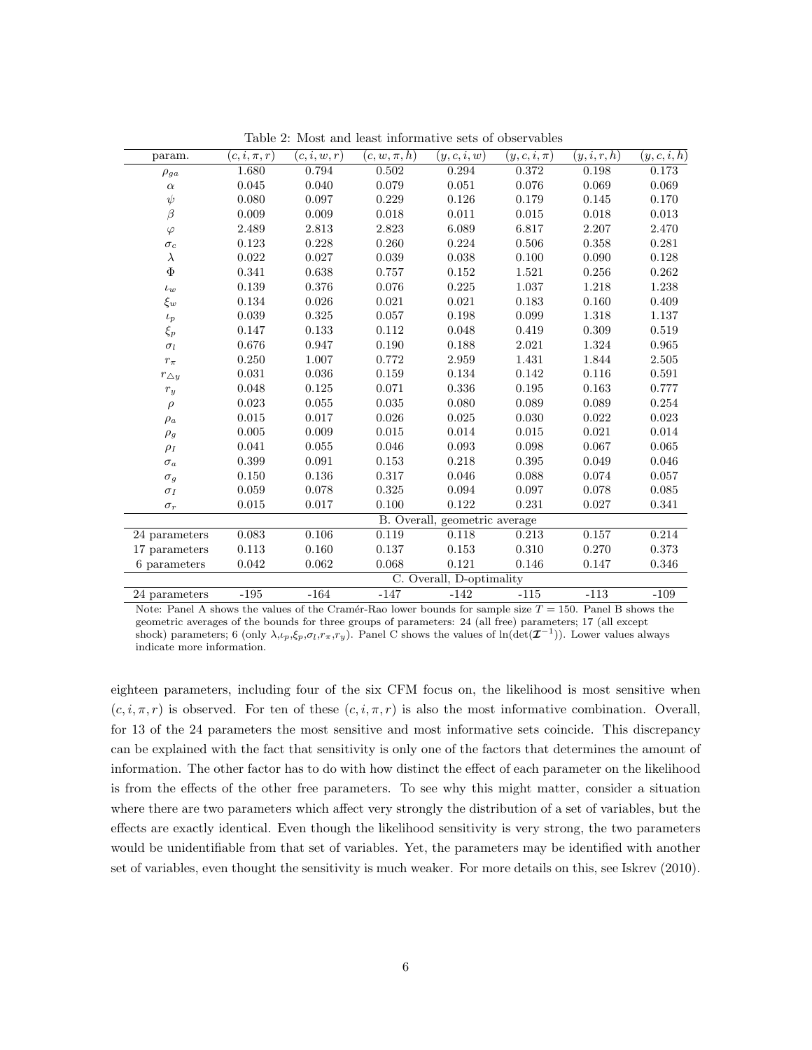Table 2: Most and least informative sets of observables

| param. | $(c, i, \pi, r)$ | $(c, i, w, r)$ | $(c, w, \pi, h)$ | $(y, c, i, w)$ | $(y, c, i, \pi)$ | $(y, i, r, h)$ | $(y, c, i, h)$ |
|---|---|---|---|---|---|---|---|
| $\rho_{ga}$ | 1.680 | 0.794 | 0.502 | 0.294 | 0.372 | 0.198 | 0.173 |
| $\alpha$ | 0.045 | 0.040 | 0.079 | 0.051 | 0.076 | 0.069 | 0.069 |
| $\psi$ | 0.080 | 0.097 | 0.229 | 0.126 | 0.179 | 0.145 | 0.170 |
| $\beta$ | 0.009 | 0.009 | 0.018 | 0.011 | 0.015 | 0.018 | 0.013 |
| $\varphi$ | 2.489 | 2.813 | 2.823 | 6.089 | 6.817 | 2.207 | 2.470 |
| $\sigma_c$ | 0.123 | 0.228 | 0.260 | 0.224 | 0.506 | 0.358 | 0.281 |
| $\lambda$ | 0.022 | 0.027 | 0.039 | 0.038 | 0.100 | 0.090 | 0.128 |
| $\Phi$ | 0.341 | 0.638 | 0.757 | 0.152 | 1.521 | 0.256 | 0.262 |
| $\iota_w$ | 0.139 | 0.376 | 0.076 | 0.225 | 1.037 | 1.218 | 1.238 |
| $\xi_w$ | 0.134 | 0.026 | 0.021 | 0.021 | 0.183 | 0.160 | 0.409 |
| $\iota_p$ | 0.039 | 0.325 | 0.057 | 0.198 | 0.099 | 1.318 | 1.137 |
| $\xi_p$ | 0.147 | 0.133 | 0.112 | 0.048 | 0.419 | 0.309 | 0.519 |
| $\sigma_l$ | 0.676 | 0.947 | 0.190 | 0.188 | 2.021 | 1.324 | 0.965 |
| $r_\pi$ | 0.250 | 1.007 | 0.772 | 2.959 | 1.431 | 1.844 | 2.505 |
| $r_{\triangle y}$ | 0.031 | 0.036 | 0.159 | 0.134 | 0.142 | 0.116 | 0.591 |
| $r_y$ | 0.048 | 0.125 | 0.071 | 0.336 | 0.195 | 0.163 | 0.777 |
| $\rho$ | 0.023 | 0.055 | 0.035 | 0.080 | 0.089 | 0.089 | 0.254 |
| $\rho_a$ | 0.015 | 0.017 | 0.026 | 0.025 | 0.030 | 0.022 | 0.023 |
| $\rho_g$ | 0.005 | 0.009 | 0.015 | 0.014 | 0.015 | 0.021 | 0.014 |
| $\rho_I$ | 0.041 | 0.055 | 0.046 | 0.093 | 0.098 | 0.067 | 0.065 |
| $\sigma_a$ | 0.399 | 0.091 | 0.153 | 0.218 | 0.395 | 0.049 | 0.046 |
| $\sigma_g$ | 0.150 | 0.136 | 0.317 | 0.046 | 0.088 | 0.074 | 0.057 |
| $\sigma_I$ | 0.059 | 0.078 | 0.325 | 0.094 | 0.097 | 0.078 | 0.085 |
| $\sigma_r$ | 0.015 | 0.017 | 0.100 | 0.122 | 0.231 | 0.027 | 0.341 |
| | | | B. Overall, geometric average | | | | |
| 24 parameters | 0.083 | 0.106 | 0.119 | 0.118 | 0.213 | 0.157 | 0.214 |
| 17 parameters | 0.113 | 0.160 | 0.137 | 0.153 | 0.310 | 0.270 | 0.373 |
| 6 parameters | 0.042 | 0.062 | 0.068 | 0.121 | 0.146 | 0.147 | 0.346 |
| | | | C. Overall, D-optimality | | | | |
| 24 parameters | -195 | -164 | -147 | -142 | -115 | -113 | -109 |

Note: Panel A shows the values of the Cramér-Rao lower bounds for sample size $T = 150$. Panel B shows the geometric averages of the bounds for three groups of parameters: 24 (all free) parameters; 17 (all except shock) parameters; 6 (only $\lambda$,$\iota_p$,$\xi_p$,$\sigma_l$,$r_\pi$,$r_y$). Panel C shows the values of $\ln(\det(\mathcal{I}^{-1}))$. Lower values always indicate more information.

eighteen parameters, including four of the six CFM focus on, the likelihood is most sensitive when $(c, i, \pi, r)$ is observed. For ten of these $(c, i, \pi, r)$ is also the most informative combination. Overall, for 13 of the 24 parameters the most sensitive and most informative sets coincide. This discrepancy can be explained with the fact that sensitivity is only one of the factors that determines the amount of information. The other factor has to do with how distinct the effect of each parameter on the likelihood is from the effects of the other free parameters. To see why this might matter, consider a situation where there are two parameters which affect very strongly the distribution of a set of variables, but the effects are exactly identical. Even though the likelihood sensitivity is very strong, the two parameters would be unidentifiable from that set of variables. Yet, the parameters may be identified with another set of variables, even thought the sensitivity is much weaker. For more details on this, see Iskrev (2010).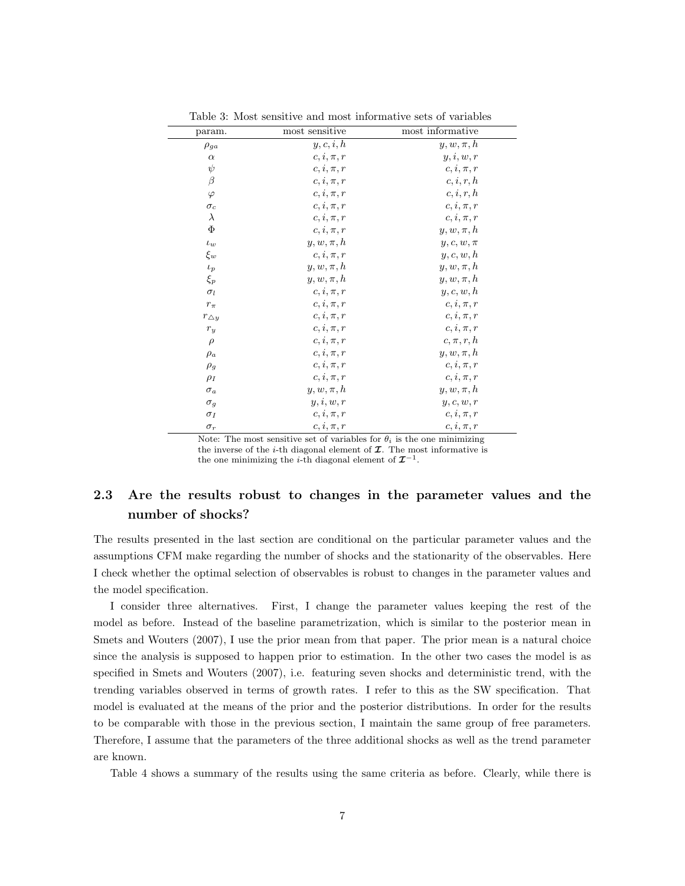Table 3: Most sensitive and most informative sets of variables

| param. | most sensitive | most informative |
|---|---|---|
| $\rho_{ga}$ | $y, c, i, h$ | $y, w, \pi, h$ |
| $\alpha$ | $c, i, \pi, r$ | $y, i, w, r$ |
| $\psi$ | $c, i, \pi, r$ | $c, i, \pi, r$ |
| $\beta$ | $c, i, \pi, r$ | $c, i, r, h$ |
| $\varphi$ | $c, i, \pi, r$ | $c, i, r, h$ |
| $\sigma_c$ | $c, i, \pi, r$ | $c, i, \pi, r$ |
| $\lambda$ | $c, i, \pi, r$ | $c, i, \pi, r$ |
| $\Phi$ | $c, i, \pi, r$ | $y, w, \pi, h$ |
| $\iota_w$ | $y, w, \pi, h$ | $y, c, w, \pi$ |
| $\xi_w$ | $c, i, \pi, r$ | $y, c, w, h$ |
| $\iota_p$ | $y, w, \pi, h$ | $y, w, \pi, h$ |
| $\xi_p$ | $y, w, \pi, h$ | $y, w, \pi, h$ |
| $\sigma_l$ | $c, i, \pi, r$ | $y, c, w, h$ |
| $r_\pi$ | $c, i, \pi, r$ | $c, i, \pi, r$ |
| $r_{\triangle y}$ | $c, i, \pi, r$ | $c, i, \pi, r$ |
| $r_y$ | $c, i, \pi, r$ | $c, i, \pi, r$ |
| $\rho$ | $c, i, \pi, r$ | $c, \pi, r, h$ |
| $\rho_a$ | $c, i, \pi, r$ | $y, w, \pi, h$ |
| $\rho_g$ | $c, i, \pi, r$ | $c, i, \pi, r$ |
| $\rho_I$ | $c, i, \pi, r$ | $c, i, \pi, r$ |
| $\sigma_a$ | $y, w, \pi, h$ | $y, w, \pi, h$ |
| $\sigma_g$ | $y, i, w, r$ | $y, c, w, r$ |
| $\sigma_I$ | $c, i, \pi, r$ | $c, i, \pi, r$ |
| $\sigma_r$ | $c, i, \pi, r$ | $c, i, \pi, r$ |

Note: The most sensitive set of variables for $\theta_i$ is the one minimizing the inverse of the $i$-th diagonal element of $\mathcal{I}$. The most informative is the one minimizing the $i$-th diagonal element of $\mathcal{I}^{-1}$.

## 2.3 Are the results robust to changes in the parameter values and the number of shocks?

The results presented in the last section are conditional on the particular parameter values and the assumptions CFM make regarding the number of shocks and the stationarity of the observables. Here I check whether the optimal selection of observables is robust to changes in the parameter values and the model specification.

I consider three alternatives. First, I change the parameter values keeping the rest of the model as before. Instead of the baseline parametrization, which is similar to the posterior mean in Smets and Wouters (2007), I use the prior mean from that paper. The prior mean is a natural choice since the analysis is supposed to happen prior to estimation. In the other two cases the model is as specified in Smets and Wouters (2007), i.e. featuring seven shocks and deterministic trend, with the trending variables observed in terms of growth rates. I refer to this as the SW specification. That model is evaluated at the means of the prior and the posterior distributions. In order for the results to be comparable with those in the previous section, I maintain the same group of free parameters. Therefore, I assume that the parameters of the three additional shocks as well as the trend parameter are known.

Table 4 shows a summary of the results using the same criteria as before. Clearly, while there is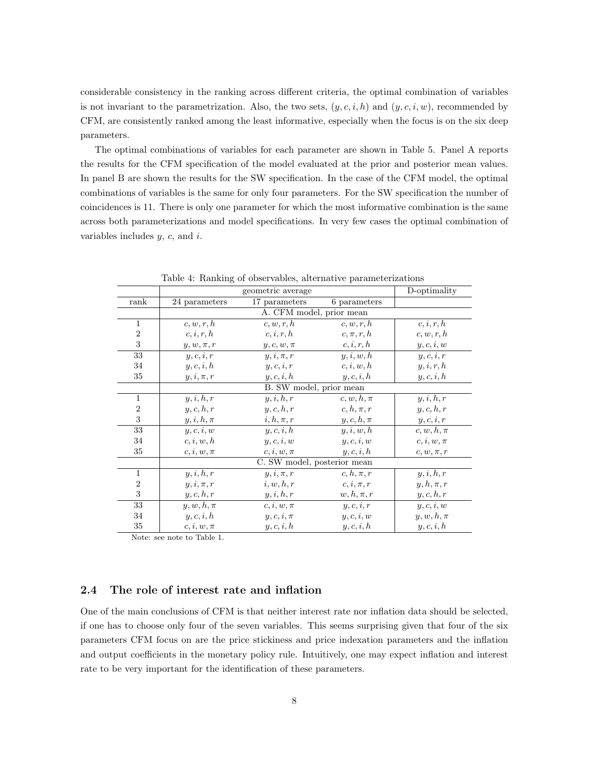considerable consistency in the ranking across different criteria, the optimal combination of variables is not invariant to the parametrization. Also, the two sets, $(y, c, i, h)$ and $(y, c, i, w)$, recommended by CFM, are consistently ranked among the least informative, especially when the focus is on the six deep parameters.

The optimal combinations of variables for each parameter are shown in Table 5. Panel A reports the results for the CFM specification of the model evaluated at the prior and posterior mean values. In panel B are shown the results for the SW specification. In the case of the CFM model, the optimal combinations of variables is the same for only four parameters. For the SW specification the number of coincidences is 11. There is only one parameter for which the most informative combination is the same across both parameterizations and model specifications. In very few cases the optimal combination of variables includes $y$, $c$, and $i$.

Table 4: Ranking of observables, alternative parameterizations

| | geometric average | | | D-optimality |
|---|---|---|---|---|
| rank | 24 parameters | 17 parameters | 6 parameters | |
| | A. CFM model, prior mean | | | |
| 1 | $c, w, r, h$ | $c, w, r, h$ | $c, w, r, h$ | $c, i, r, h$ |
| 2 | $c, i, r, h$ | $c, i, r, h$ | $c, \pi, r, h$ | $c, w, r, h$ |
| 3 | $y, w, \pi, r$ | $y, c, w, \pi$ | $c, i, r, h$ | $y, c, i, w$ |
| 33 | $y, c, i, r$ | $y, i, \pi, r$ | $y, i, w, h$ | $y, c, i, r$ |
| 34 | $y, c, i, h$ | $y, c, i, r$ | $c, i, w, h$ | $y, i, r, h$ |
| 35 | $y, i, \pi, r$ | $y, c, i, h$ | $y, c, i, h$ | $y, c, i, h$ |
| | B. SW model, prior mean | | | |
| 1 | $y, i, h, r$ | $y, i, h, r$ | $c, w, h, \pi$ | $y, i, h, r$ |
| 2 | $y, c, h, r$ | $y, c, h, r$ | $c, h, \pi, r$ | $y, c, h, r$ |
| 3 | $y, i, h, \pi$ | $i, h, \pi, r$ | $y, c, h, \pi$ | $y, c, i, r$ |
| 33 | $y, c, i, w$ | $y, c, i, h$ | $y, i, w, h$ | $c, w, h, \pi$ |
| 34 | $c, i, w, h$ | $y, c, i, w$ | $y, c, i, w$ | $c, i, w, \pi$ |
| 35 | $c, i, w, \pi$ | $c, i, w, \pi$ | $y, c, i, h$ | $c, w, \pi, r$ |
| | C. SW model, posterior mean | | | |
| 1 | $y, i, h, r$ | $y, i, \pi, r$ | $c, h, \pi, r$ | $y, i, h, r$ |
| 2 | $y, i, \pi, r$ | $i, w, h, r$ | $c, i, \pi, r$ | $y, h, \pi, r$ |
| 3 | $y, c, h, r$ | $y, i, h, r$ | $w, h, \pi, r$ | $y, c, h, r$ |
| 33 | $y, w, h, \pi$ | $c, i, w, \pi$ | $y, c, i, r$ | $y, c, i, w$ |
| 34 | $y, c, i, h$ | $y, c, i, \pi$ | $y, c, i, w$ | $y, w, h, \pi$ |
| 35 | $c, i, w, \pi$ | $y, c, i, h$ | $y, c, i, h$ | $y, c, i, h$ |

Note: see note to Table 1.

### 2.4 The role of interest rate and inflation

One of the main conclusions of CFM is that neither interest rate nor inflation data should be selected, if one has to choose only four of the seven variables. This seems surprising given that four of the six parameters CFM focus on are the price stickiness and price indexation parameters and the inflation and output coefficients in the monetary policy rule. Intuitively, one may expect inflation and interest rate to be very important for the identification of these parameters.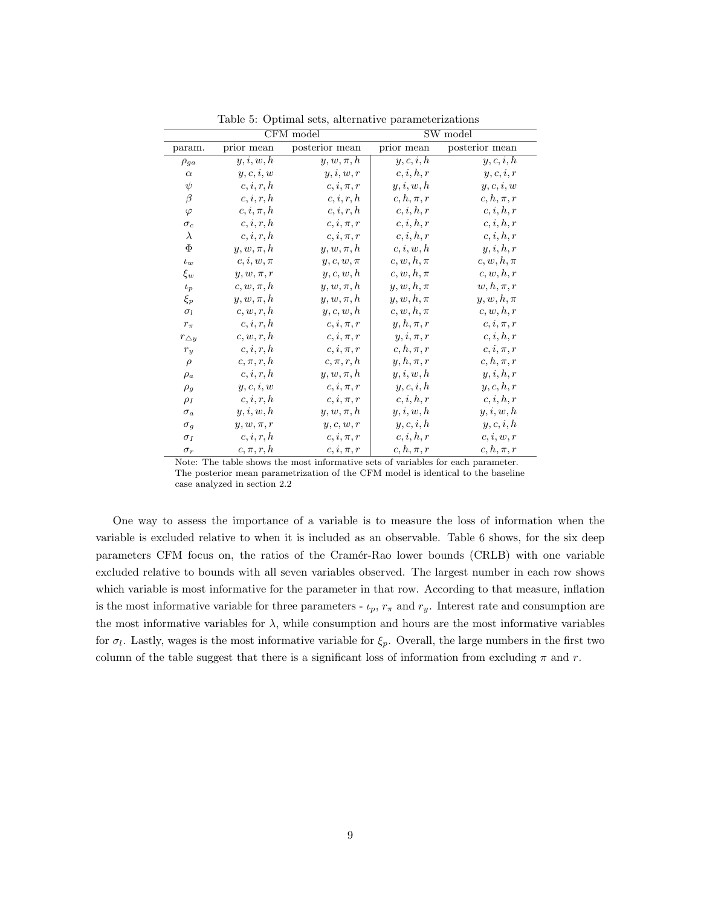Table 5: Optimal sets, alternative parameterizations

| | CFM model | | SW model | |
|---|---|---|---|---|
| param. | prior mean | posterior mean | prior mean | posterior mean |
| $\rho_{ga}$ | $y, i, w, h$ | $y, w, \pi, h$ | $y, c, i, h$ | $y, c, i, h$ |
| $\alpha$ | $y, c, i, w$ | $y, i, w, r$ | $c, i, h, r$ | $y, c, i, r$ |
| $\psi$ | $c, i, r, h$ | $c, i, \pi, r$ | $y, i, w, h$ | $y, c, i, w$ |
| $\beta$ | $c, i, r, h$ | $c, i, r, h$ | $c, h, \pi, r$ | $c, h, \pi, r$ |
| $\varphi$ | $c, i, \pi, h$ | $c, i, r, h$ | $c, i, h, r$ | $c, i, h, r$ |
| $\sigma_c$ | $c, i, r, h$ | $c, i, \pi, r$ | $c, i, h, r$ | $c, i, h, r$ |
| $\lambda$ | $c, i, r, h$ | $c, i, \pi, r$ | $c, i, h, r$ | $c, i, h, r$ |
| $\Phi$ | $y, w, \pi, h$ | $y, w, \pi, h$ | $c, i, w, h$ | $y, i, h, r$ |
| $\iota_w$ | $c, i, w, \pi$ | $y, c, w, \pi$ | $c, w, h, \pi$ | $c, w, h, \pi$ |
| $\xi_w$ | $y, w, \pi, r$ | $y, c, w, h$ | $c, w, h, \pi$ | $c, w, h, r$ |
| $\iota_p$ | $c, w, \pi, h$ | $y, w, \pi, h$ | $y, w, h, \pi$ | $w, h, \pi, r$ |
| $\xi_p$ | $y, w, \pi, h$ | $y, w, \pi, h$ | $y, w, h, \pi$ | $y, w, h, \pi$ |
| $\sigma_l$ | $c, w, r, h$ | $y, c, w, h$ | $c, w, h, \pi$ | $c, w, h, r$ |
| $r_\pi$ | $c, i, r, h$ | $c, i, \pi, r$ | $y, h, \pi, r$ | $c, i, \pi, r$ |
| $r_{\triangle y}$ | $c, w, r, h$ | $c, i, \pi, r$ | $y, i, \pi, r$ | $c, i, h, r$ |
| $r_y$ | $c, i, r, h$ | $c, i, \pi, r$ | $c, h, \pi, r$ | $c, i, \pi, r$ |
| $\rho$ | $c, \pi, r, h$ | $c, \pi, r, h$ | $y, h, \pi, r$ | $c, h, \pi, r$ |
| $\rho_a$ | $c, i, r, h$ | $y, w, \pi, h$ | $y, i, w, h$ | $y, i, h, r$ |
| $\rho_g$ | $y, c, i, w$ | $c, i, \pi, r$ | $y, c, i, h$ | $y, c, h, r$ |
| $\rho_I$ | $c, i, r, h$ | $c, i, \pi, r$ | $c, i, h, r$ | $c, i, h, r$ |
| $\sigma_a$ | $y, i, w, h$ | $y, w, \pi, h$ | $y, i, w, h$ | $y, i, w, h$ |
| $\sigma_g$ | $y, w, \pi, r$ | $y, c, w, r$ | $y, c, i, h$ | $y, c, i, h$ |
| $\sigma_I$ | $c, i, r, h$ | $c, i, \pi, r$ | $c, i, h, r$ | $c, i, w, r$ |
| $\sigma_r$ | $c, \pi, r, h$ | $c, i, \pi, r$ | $c, h, \pi, r$ | $c, h, \pi, r$ |

Note: The table shows the most informative sets of variables for each parameter. The posterior mean parametrization of the CFM model is identical to the baseline case analyzed in section 2.2

One way to assess the importance of a variable is to measure the loss of information when the variable is excluded relative to when it is included as an observable. Table 6 shows, for the six deep parameters CFM focus on, the ratios of the Cramér-Rao lower bounds (CRLB) with one variable excluded relative to bounds with all seven variables observed. The largest number in each row shows which variable is most informative for the parameter in that row. According to that measure, inflation is the most informative variable for three parameters - $\iota_p$, $r_\pi$ and $r_y$. Interest rate and consumption are the most informative variables for $\lambda$, while consumption and hours are the most informative variables for $\sigma_l$. Lastly, wages is the most informative variable for $\xi_p$. Overall, the large numbers in the first two column of the table suggest that there is a significant loss of information from excluding $\pi$ and $r$.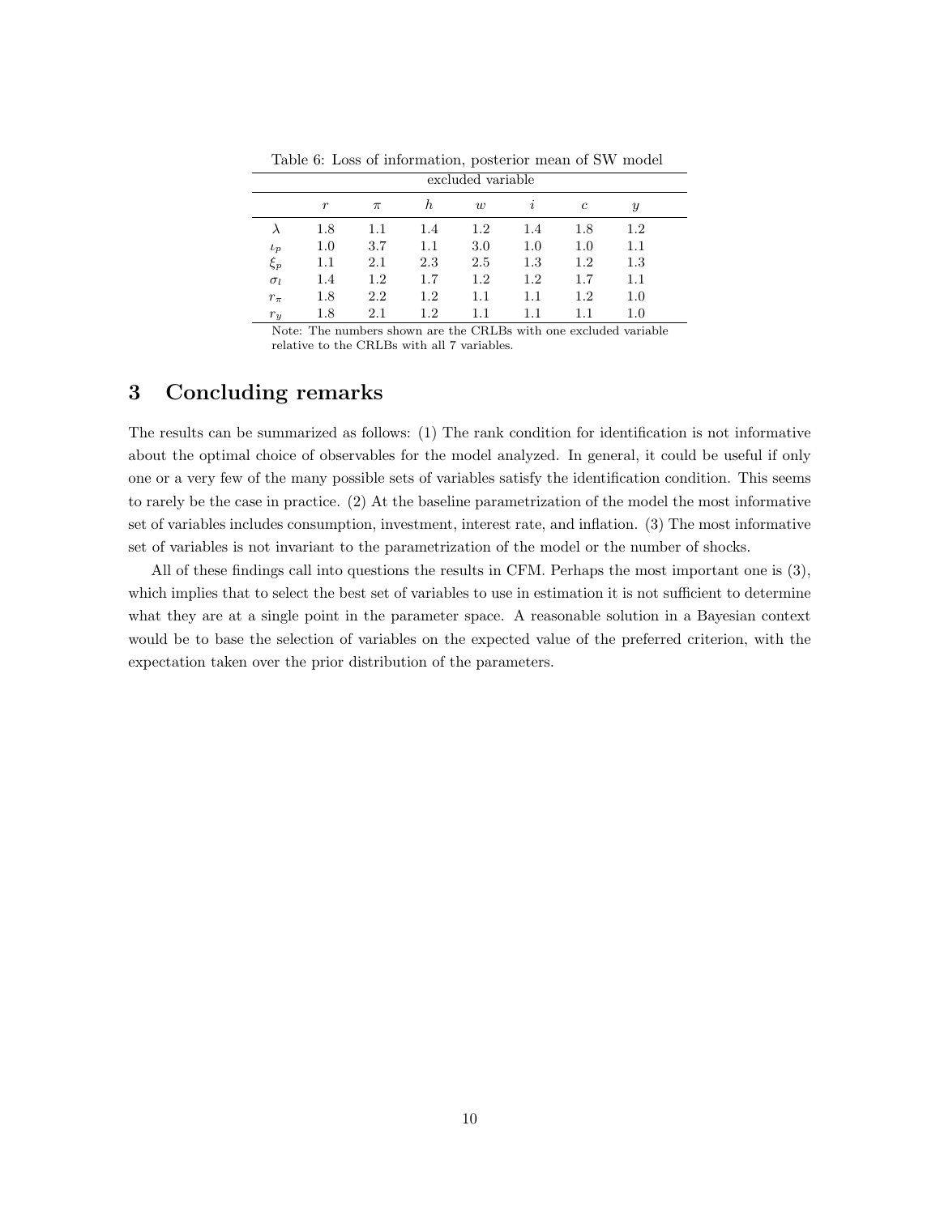Table 6: Loss of information, posterior mean of SW model

| | excluded variable | | | | | | |
|---|---|---|---|---|---|---|---|
| | $r$ | $\pi$ | $h$ | $w$ | $i$ | $c$ | $y$ |
| $\lambda$ | 1.8 | 1.1 | 1.4 | 1.2 | 1.4 | 1.8 | 1.2 |
| $\iota_p$ | 1.0 | 3.7 | 1.1 | 3.0 | 1.0 | 1.0 | 1.1 |
| $\xi_p$ | 1.1 | 2.1 | 2.3 | 2.5 | 1.3 | 1.2 | 1.3 |
| $\sigma_l$ | 1.4 | 1.2 | 1.7 | 1.2 | 1.2 | 1.7 | 1.1 |
| $r_\pi$ | 1.8 | 2.2 | 1.2 | 1.1 | 1.1 | 1.2 | 1.0 |
| $r_y$ | 1.8 | 2.1 | 1.2 | 1.1 | 1.1 | 1.1 | 1.0 |

Note: The numbers shown are the CRLBs with one excluded variable relative to the CRLBs with all 7 variables.

## 3 Concluding remarks

The results can be summarized as follows: (1) The rank condition for identification is not informative about the optimal choice of observables for the model analyzed. In general, it could be useful if only one or a very few of the many possible sets of variables satisfy the identification condition. This seems to rarely be the case in practice. (2) At the baseline parametrization of the model the most informative set of variables includes consumption, investment, interest rate, and inflation. (3) The most informative set of variables is not invariant to the parametrization of the model or the number of shocks.

All of these findings call into questions the results in CFM. Perhaps the most important one is (3), which implies that to select the best set of variables to use in estimation it is not sufficient to determine what they are at a single point in the parameter space. A reasonable solution in a Bayesian context would be to base the selection of variables on the expected value of the preferred criterion, with the expectation taken over the prior distribution of the parameters.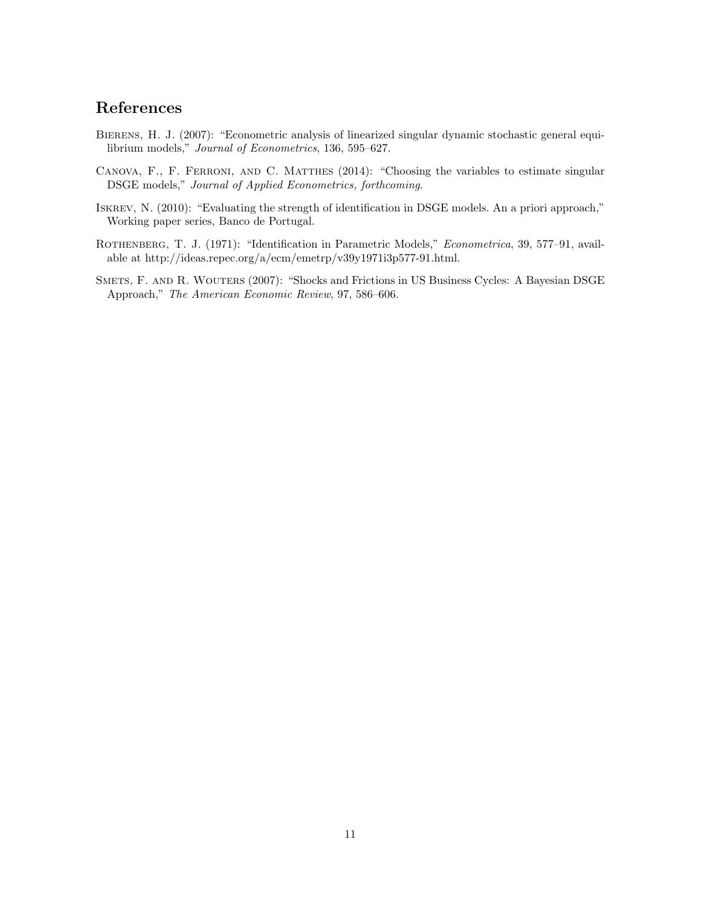## References

Bierens, H. J. (2007): "Econometric analysis of linearized singular dynamic stochastic general equilibrium models," *Journal of Econometrics*, 136, 595–627.

Canova, F., F. Ferroni, and C. Matthes (2014): "Choosing the variables to estimate singular DSGE models," *Journal of Applied Econometrics, forthcoming*.

Iskrev, N. (2010): "Evaluating the strength of identification in DSGE models. An a priori approach," Working paper series, Banco de Portugal.

Rothenberg, T. J. (1971): "Identification in Parametric Models," *Econometrica*, 39, 577–91, available at http://ideas.repec.org/a/ecm/emetrp/v39y1971i3p577-91.html.

Smets, F. and R. Wouters (2007): "Shocks and Frictions in US Business Cycles: A Bayesian DSGE Approach," *The American Economic Review*, 97, 586–606.